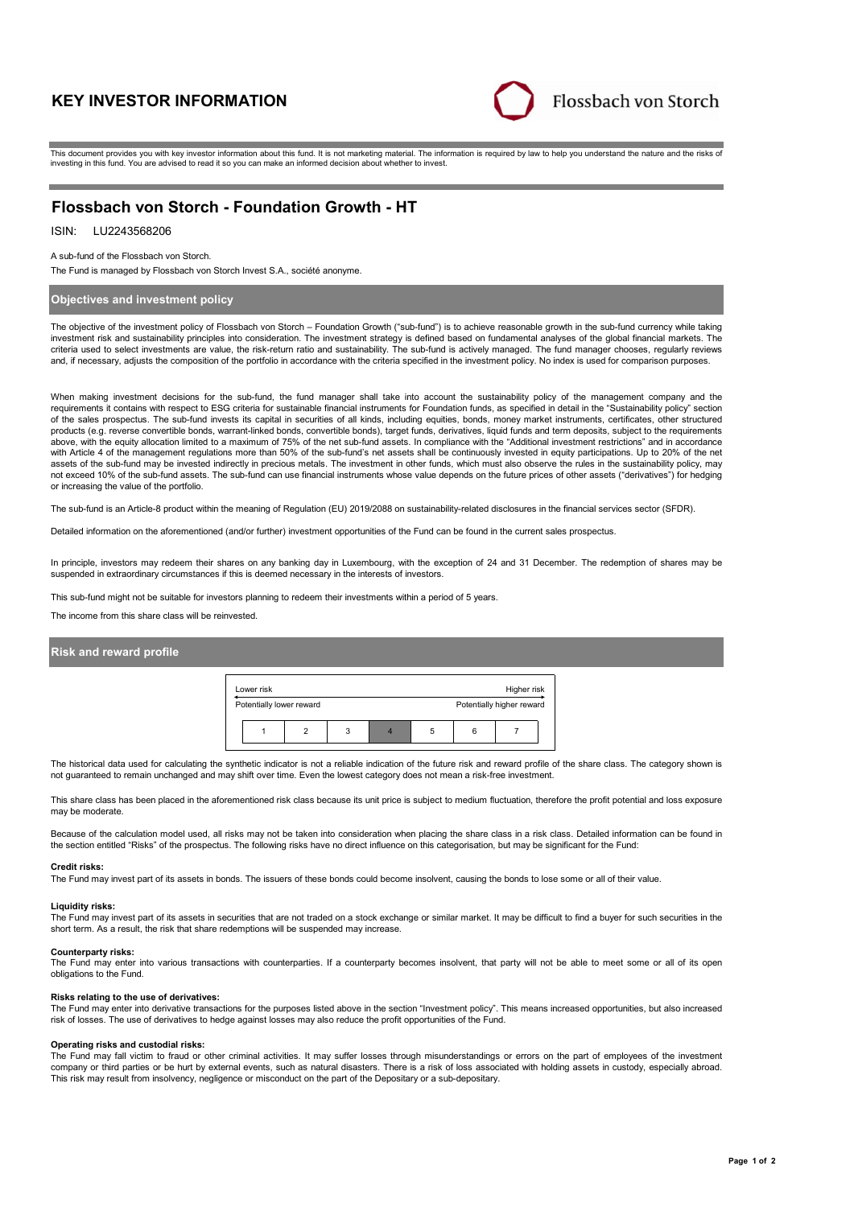# KEY INVESTOR INFORMATION

Flossbach von Storch

This document provides you with key investor information about this fund. It is not marketing material. The information is required by law to help you understand the nature and the risks of investing in this fund. You are advised to read it so you can make an informed decision about whether to invest.

## Flossbach von Storch - Foundation Growth - HT

ISIN: LU2243568206

A sub-fund of the Flossbach von Storch.

The Fund is managed by Flossbach von Storch Invest S.A., société anonyme.

### Objectives and investment policy

The objective of the investment policy of Flossbach von Storch – Foundation Growth ("sub-fund") is to achieve reasonable growth in the sub-fund currency while taking investment risk and sustainability principles into consideration. The investment strategy is defined based on fundamental analyses of the global financial markets. The criteria used to select investments are value, the risk-return ratio and sustainability. The sub-fund is actively managed. The fund manager chooses, regularly reviews and, if necessary, adjusts the composition of the portfolio in accordance with the criteria specified in the investment policy. No index is used for comparison purposes.

When making investment decisions for the sub-fund, the fund manager shall take into account the sustainability policy of the management company and the requirements it contains with respect to ESG criteria for sustainable financial instruments for Foundation funds, as specified in detail in the "Sustainability policy" section of the sales prospectus. The sub-fund invests its capital in securities of all kinds, including equities, bonds, money market instruments, certificates, other structured products (e.g. reverse convertible bonds, warrant-linked bonds, convertible bonds), target funds, derivatives, liquid funds and term deposits, subject to the requirements above, with the equity allocation limited to a maximum of 75% of the net sub-fund assets. In compliance with the "Additional investment restrictions" and in accordance with Article 4 of the management regulations more than 50% of the sub-fund's net assets shall be continuously invested in equity participations. Up to 20% of the net assets of the sub-fund may be invested indirectly in precious metals. The investment in other funds, which must also observe the rules in the sustainability policy, may not exceed 10% of the sub-fund assets. The sub-fund can use financial instruments whose value depends on the future prices of other assets ("derivatives") for hedging or increasing the value of the portfolio.

The sub-fund is an Article-8 product within the meaning of Regulation (EU) 2019/2088 on sustainability-related disclosures in the financial services sector (SFDR).

Detailed information on the aforementioned (and/or further) investment opportunities of the Fund can be found in the current sales prospectus.

In principle, investors may redeem their shares on any banking day in Luxembourg, with the exception of 24 and 31 December. The redemption of shares may be suspended in extraordinary circumstances if this is deemed necessary in the interests of investors.

This sub-fund might not be suitable for investors planning to redeem their investments within a period of 5 years.

The income from this share class will be reinvested.

### Risk and reward profile

| Lower risk | | | | | | Higher risk |
|---|---|---|---|---|---|---|
| Potentially lower reward | | | | | | Potentially higher reward |
| 1 | 2 | 3 | **4** | 5 | 6 | 7 |

The historical data used for calculating the synthetic indicator is not a reliable indication of the future risk and reward profile of the share class. The category shown is not guaranteed to remain unchanged and may shift over time. Even the lowest category does not mean a risk-free investment.

This share class has been placed in the aforementioned risk class because its unit price is subject to medium fluctuation, therefore the profit potential and loss exposure may be moderate.

Because of the calculation model used, all risks may not be taken into consideration when placing the share class in a risk class. Detailed information can be found in the section entitled "Risks" of the prospectus. The following risks have no direct influence on this categorisation, but may be significant for the Fund:

**Credit risks:**
The Fund may invest part of its assets in bonds. The issuers of these bonds could become insolvent, causing the bonds to lose some or all of their value.

**Liquidity risks:**
The Fund may invest part of its assets in securities that are not traded on a stock exchange or similar market. It may be difficult to find a buyer for such securities in the short term. As a result, the risk that share redemptions will be suspended may increase.

**Counterparty risks:**
The Fund may enter into various transactions with counterparties. If a counterparty becomes insolvent, that party will not be able to meet some or all of its open obligations to the Fund.

**Risks relating to the use of derivatives:**
The Fund may enter into derivative transactions for the purposes listed above in the section "Investment policy". This means increased opportunities, but also increased risk of losses. The use of derivatives to hedge against losses may also reduce the profit opportunities of the Fund.

**Operating risks and custodial risks:**
The Fund may fall victim to fraud or other criminal activities. It may suffer losses through misunderstandings or errors on the part of employees of the investment company or third parties or be hurt by external events, such as natural disasters. There is a risk of loss associated with holding assets in custody, especially abroad. This risk may result from insolvency, negligence or misconduct on the part of the Depositary or a sub-depositary.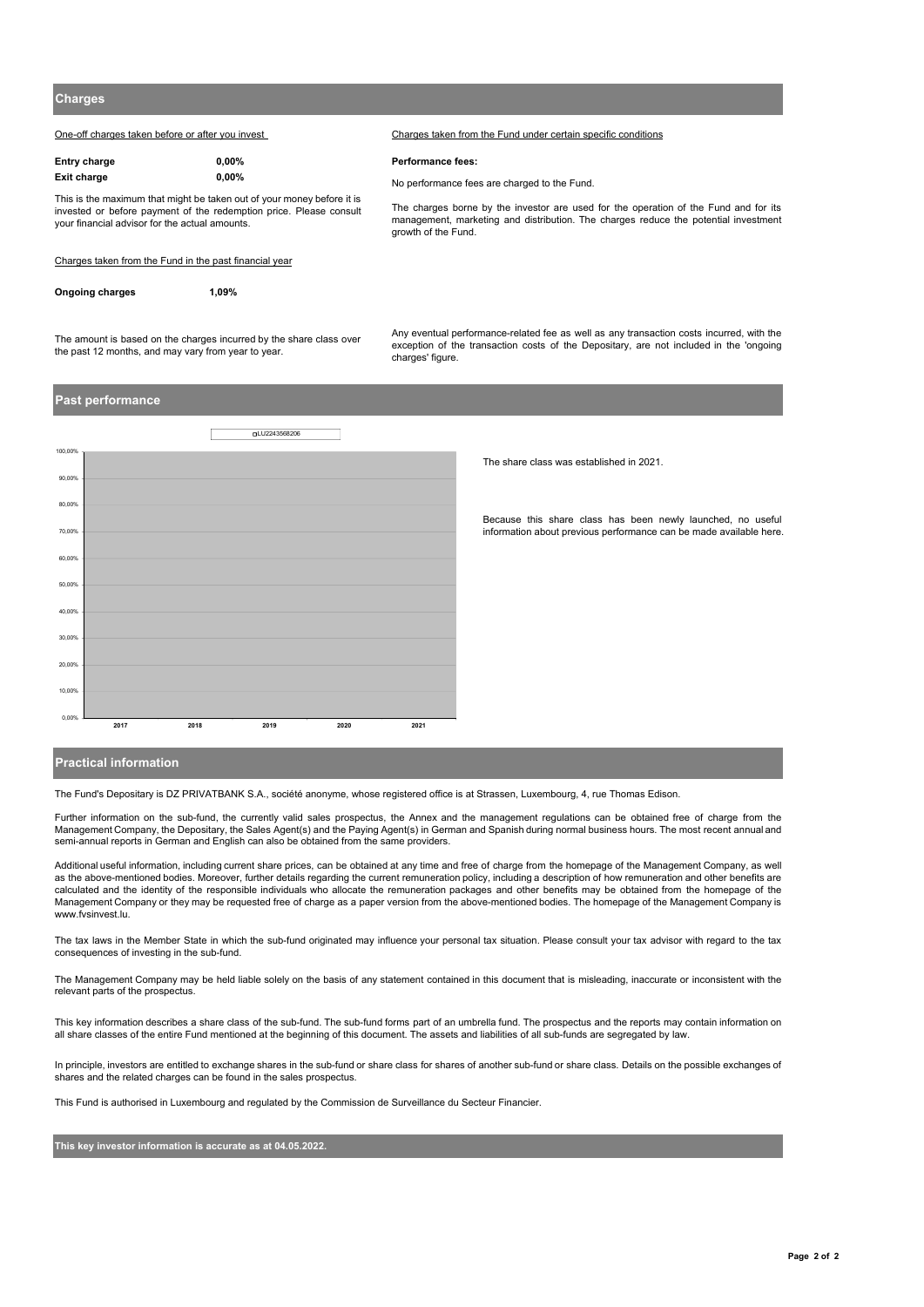## Charges

One-off charges taken before or after you invest

| | |
|---|---|
| **Entry charge** | **0,00%** |
| **Exit charge** | **0,00%** |

This is the maximum that might be taken out of your money before it is invested or before payment of the redemption price. Please consult your financial advisor for the actual amounts.

Charges taken from the Fund in the past financial year

| | |
|---|---|
| **Ongoing charges** | **1,09%** |

The amount is based on the charges incurred by the share class over the past 12 months, and may vary from year to year.

Charges taken from the Fund under certain specific conditions

**Performance fees:**

No performance fees are charged to the Fund.

The charges borne by the investor are used for the operation of the Fund and for its management, marketing and distribution. The charges reduce the potential investment growth of the Fund.

Any eventual performance-related fee as well as any transaction costs incurred, with the exception of the transaction costs of the Depositary, are not included in the 'ongoing charges' figure.

## Past performance

LU2243568206

100,00%
90,00%
80,00%
70,00%
60,00%
50,00%
40,00%
30,00%
20,00%
10,00%
0,00%

2017
2018
2019
2020
2021

The share class was established in 2021.

Because this share class has been newly launched, no useful information about previous performance can be made available here.

## Practical information

The Fund's Depositary is DZ PRIVATBANK S.A., société anonyme, whose registered office is at Strassen, Luxembourg, 4, rue Thomas Edison.

Further information on the sub-fund, the currently valid sales prospectus, the Annex and the management regulations can be obtained free of charge from the Management Company, the Depositary, the Sales Agent(s) and the Paying Agent(s) in German and Spanish during normal business hours. The most recent annual and semi-annual reports in German and English can also be obtained from the same providers.

Additional useful information, including current share prices, can be obtained at any time and free of charge from the homepage of the Management Company, as well as the above-mentioned bodies. Moreover, further details regarding the current remuneration policy, including a description of how remuneration and other benefits are calculated and the identity of the responsible individuals who allocate the remuneration packages and other benefits may be obtained from the homepage of the Management Company or they may be requested free of charge as a paper version from the above-mentioned bodies. The homepage of the Management Company is www.fvsinvest.lu.

The tax laws in the Member State in which the sub-fund originated may influence your personal tax situation. Please consult your tax advisor with regard to the tax consequences of investing in the sub-fund.

The Management Company may be held liable solely on the basis of any statement contained in this document that is misleading, inaccurate or inconsistent with the relevant parts of the prospectus.

This key information describes a share class of the sub-fund. The sub-fund forms part of an umbrella fund. The prospectus and the reports may contain information on all share classes of the entire Fund mentioned at the beginning of this document. The assets and liabilities of all sub-funds are segregated by law.

In principle, investors are entitled to exchange shares in the sub-fund or share class for shares of another sub-fund or share class. Details on the possible exchanges of shares and the related charges can be found in the sales prospectus.

This Fund is authorised in Luxembourg and regulated by the Commission de Surveillance du Secteur Financier.

**This key investor information is accurate as at 04.05.2022.**